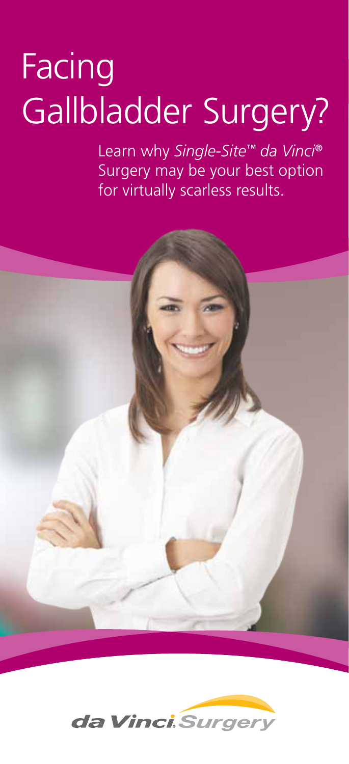# Facing Gallbladder Surgery?

Learn why *Single-Site*™ *da Vinci*® Surgery may be your best option for virtually scarless results.

da Vinci. Surgery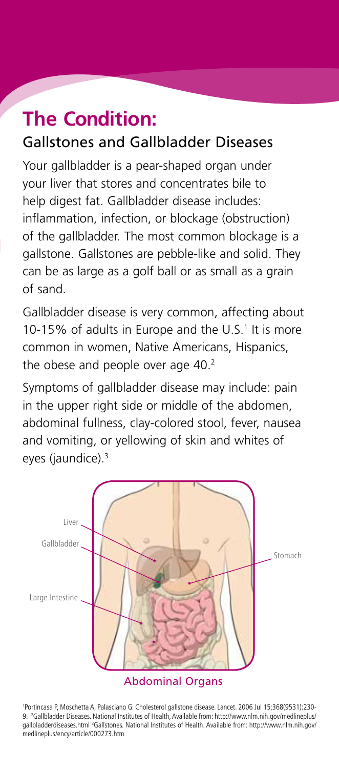# The Condition:

## Gallstones and Gallbladder Diseases

Your gallbladder is a pear-shaped organ under your liver that stores and concentrates bile to help digest fat. Gallbladder disease includes: inflammation, infection, or blockage (obstruction) of the gallbladder. The most common blockage is a gallstone. Gallstones are pebble-like and solid. They can be as large as a golf ball or as small as a grain of sand.

Gallbladder disease is very common, affecting about 10-15% of adults in Europe and the U.S.[1] It is more common in women, Native Americans, Hispanics, the obese and people over age 40.[2]

Symptoms of gallbladder disease may include: pain in the upper right side or middle of the abdomen, abdominal fullness, clay-colored stool, fever, nausea and vomiting, or yellowing of skin and whites of eyes (jaundice).[3]

Liver

Gallbladder

Stomach

Large Intestine

Abdominal Organs

[1]Portincasa P, Moschetta A, Palasciano G. Cholesterol gallstone disease. Lancet. 2006 Jul 15;368(9531):230-9. [2]Gallbladder Diseases. National Institutes of Health, Available from: http://www.nlm.nih.gov/medlineplus/gallbladderdiseases.html [3]Gallstones. National Institutes of Health. Available from: http://www.nlm.nih.gov/medlineplus/ency/article/000273.htm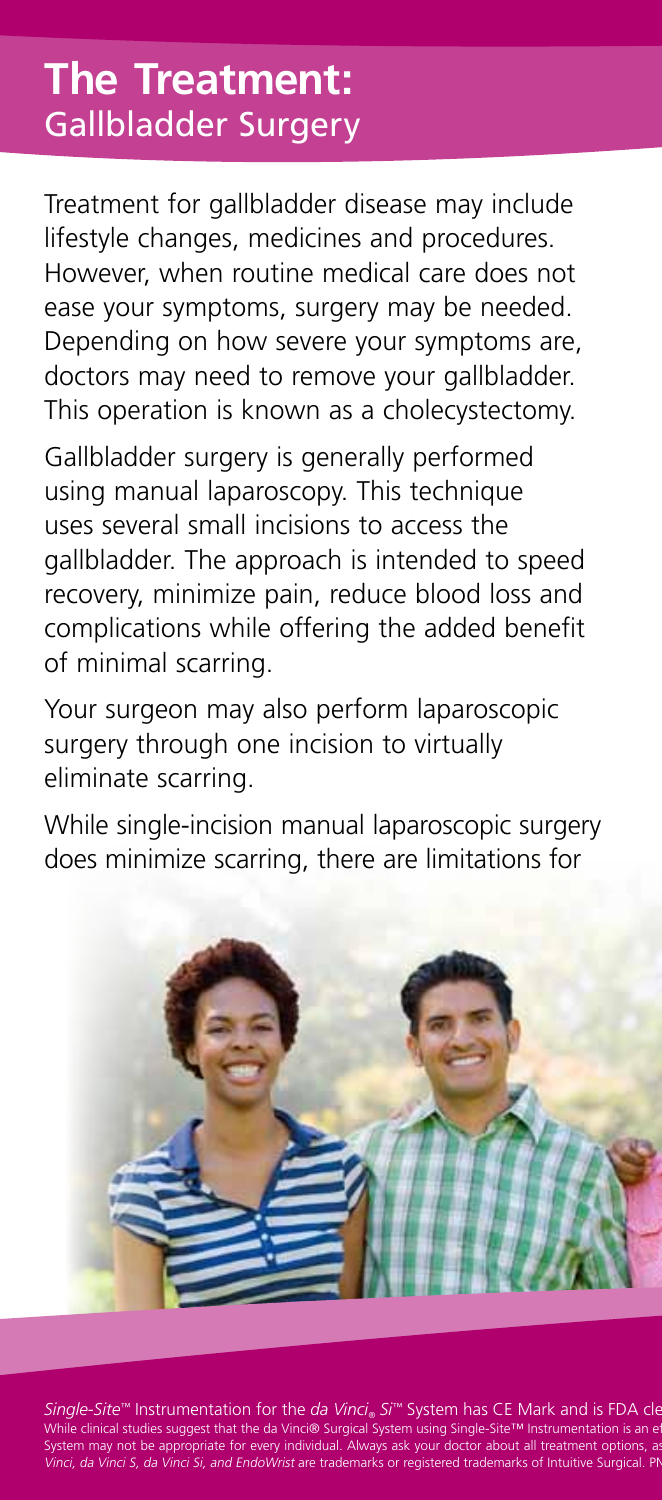# The Treatment:
## Gallbladder Surgery

Treatment for gallbladder disease may include lifestyle changes, medicines and procedures. However, when routine medical care does not ease your symptoms, surgery may be needed. Depending on how severe your symptoms are, doctors may need to remove your gallbladder. This operation is known as a cholecystectomy.

Gallbladder surgery is generally performed using manual laparoscopy. This technique uses several small incisions to access the gallbladder. The approach is intended to speed recovery, minimize pain, reduce blood loss and complications while offering the added benefit of minimal scarring.

Your surgeon may also perform laparoscopic surgery through one incision to virtually eliminate scarring.

While single-incision manual laparoscopic surgery does minimize scarring, there are limitations for

*Single-Site*™ Instrumentation for the *da Vinci*® *Si*™ System has CE Mark and is FDA cle
While clinical studies suggest that the da Vinci® Surgical System using Single-Site™ Instrumentation is an e
System may not be appropriate for every individual. Always ask your doctor about all treatment options, a
*Vinci, da Vinci S, da Vinci Si, and EndoWrist* are trademarks or registered trademarks of Intuitive Surgical. P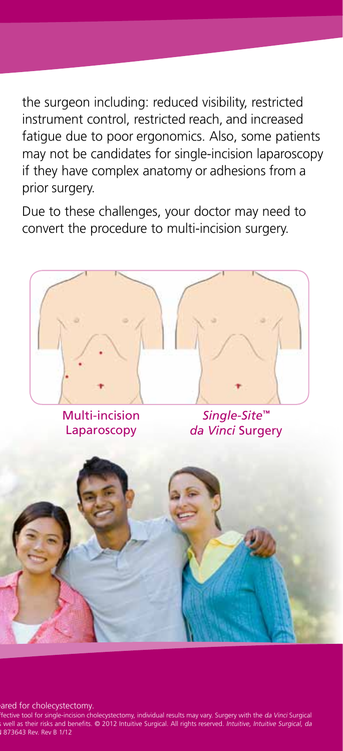the surgeon including: reduced visibility, restricted instrument control, restricted reach, and increased fatigue due to poor ergonomics. Also, some patients may not be candidates for single-incision laparoscopy if they have complex anatomy or adhesions from a prior surgery.

Due to these challenges, your doctor may need to convert the procedure to multi-incision surgery.

Multi-incision Laparoscopy

*Single-Site™ da Vinci* Surgery

ared for cholecystectomy.

ffective tool for single-incision cholecystectomy, individual results may vary. Surgery with the *da Vinci* Surgical s well as their risks and benefits. © 2012 Intuitive Surgical. All rights reserved. *Intuitive, Intuitive Surgical, da* 873643 Rev. Rev B 1/12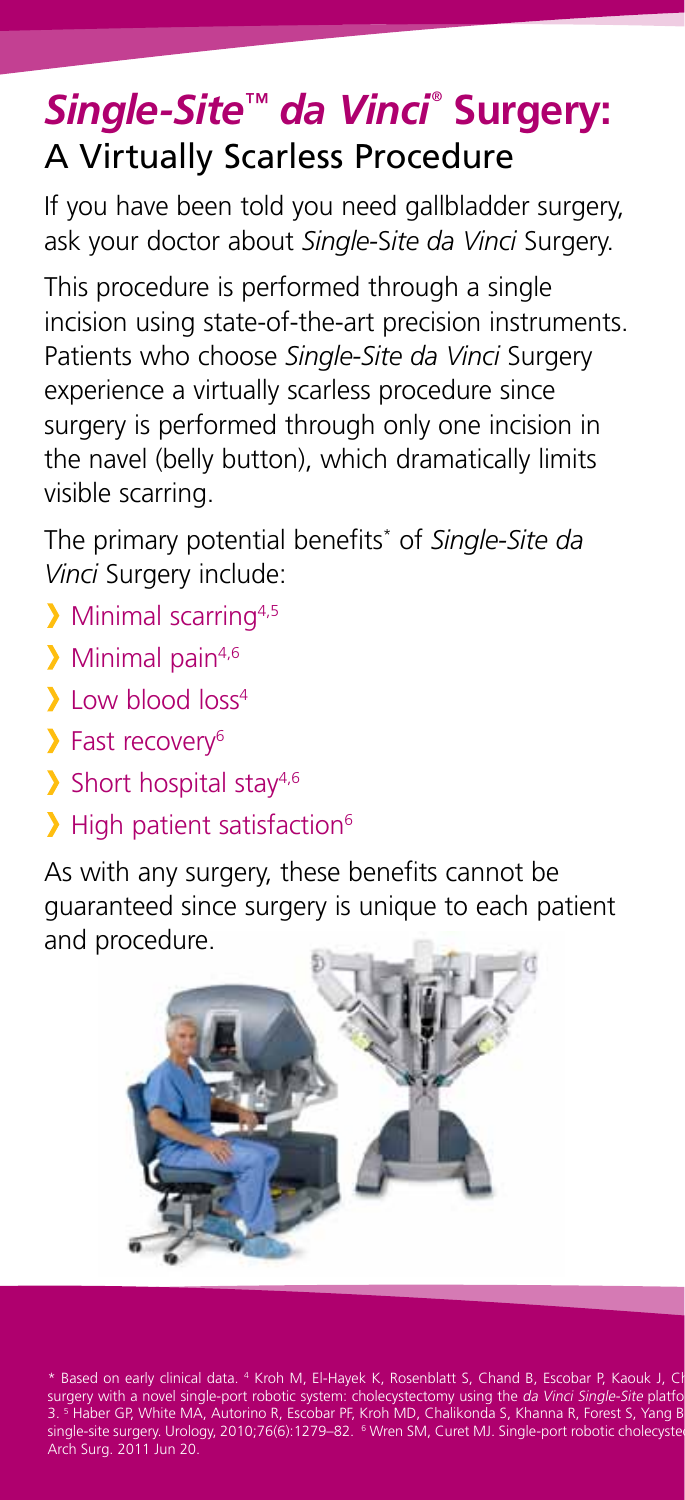# *Single-Site*™ *da Vinci*® Surgery:

## A Virtually Scarless Procedure

If you have been told you need gallbladder surgery, ask your doctor about *Single-Site da Vinci* Surgery.

This procedure is performed through a single incision using state-of-the-art precision instruments. Patients who choose *Single-Site da Vinci* Surgery experience a virtually scarless procedure since surgery is performed through only one incision in the navel (belly button), which dramatically limits visible scarring.

The primary potential benefits* of *Single-Site da Vinci* Surgery include:

- Minimal scarring[4,5]
- Minimal pain[4,6]
- Low blood loss[4]
- Fast recovery[6]
- Short hospital stay[4,6]
- High patient satisfaction[6]

As with any surgery, these benefits cannot be guaranteed since surgery is unique to each patient and procedure.

\* Based on early clinical data. [4] Kroh M, El-Hayek K, Rosenblatt S, Chand B, Escobar P, Kaouk J, Ch surgery with a novel single-port robotic system: cholecystectomy using the *da Vinci Single-Site* platfo 3. [5] Haber GP, White MA, Autorino R, Escobar PF, Kroh MD, Chalikonda S, Khanna R, Forest S, Yang B single-site surgery. Urology, 2010;76(6):1279–82. [6] Wren SM, Curet MJ. Single-port robotic cholecyste Arch Surg. 2011 Jun 20.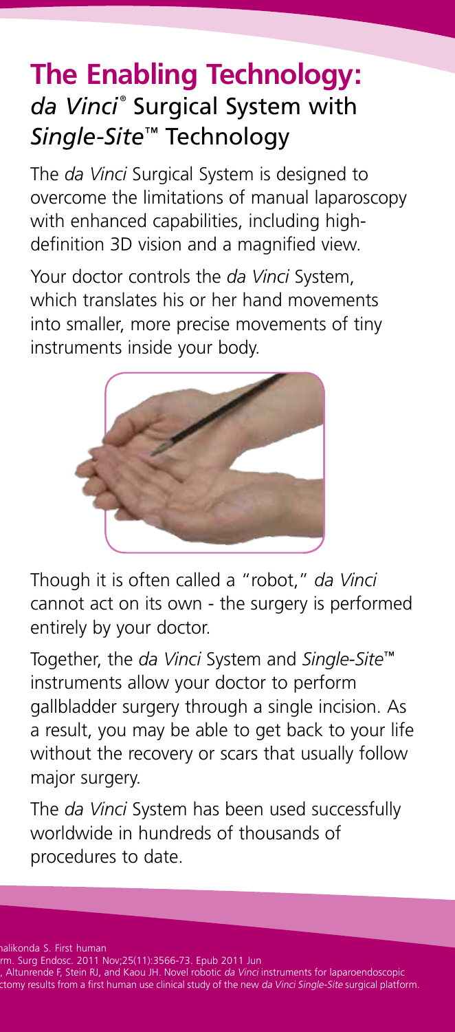# **The Enabling Technology:** *da Vinci*® Surgical System with *Single-Site*™ Technology

The *da Vinci* Surgical System is designed to overcome the limitations of manual laparoscopy with enhanced capabilities, including high-definition 3D vision and a magnified view.

Your doctor controls the *da Vinci* System, which translates his or her hand movements into smaller, more precise movements of tiny instruments inside your body.

Though it is often called a "robot," *da Vinci* cannot act on its own - the surgery is performed entirely by your doctor.

Together, the *da Vinci* System and *Single-Site*™ instruments allow your doctor to perform gallbladder surgery through a single incision. As a result, you may be able to get back to your life without the recovery or scars that usually follow major surgery.

The *da Vinci* System has been used successfully worldwide in hundreds of thousands of procedures to date.

nalikonda S. First human
rm. Surg Endosc. 2011 Nov;25(11):3566-73. Epub 2011 Jun
, Altunrende F, Stein RJ, and Kaou JH. Novel robotic *da Vinci* instruments for laparoendoscopic
ctomy results from a first human use clinical study of the new *da Vinci Single-Site* surgical platform.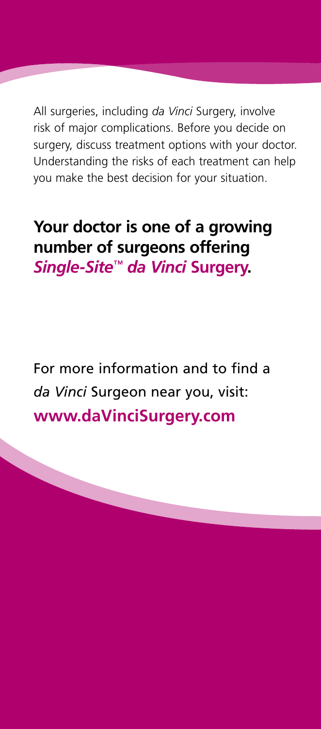All surgeries, including *da Vinci* Surgery, involve risk of major complications. Before you decide on surgery, discuss treatment options with your doctor. Understanding the risks of each treatment can help you make the best decision for your situation.

## Your doctor is one of a growing number of surgeons offering ***Single-Site*™ *da Vinci* Surgery**.

For more information and to find a *da Vinci* Surgeon near you, visit:
**www.daVinciSurgery.com**